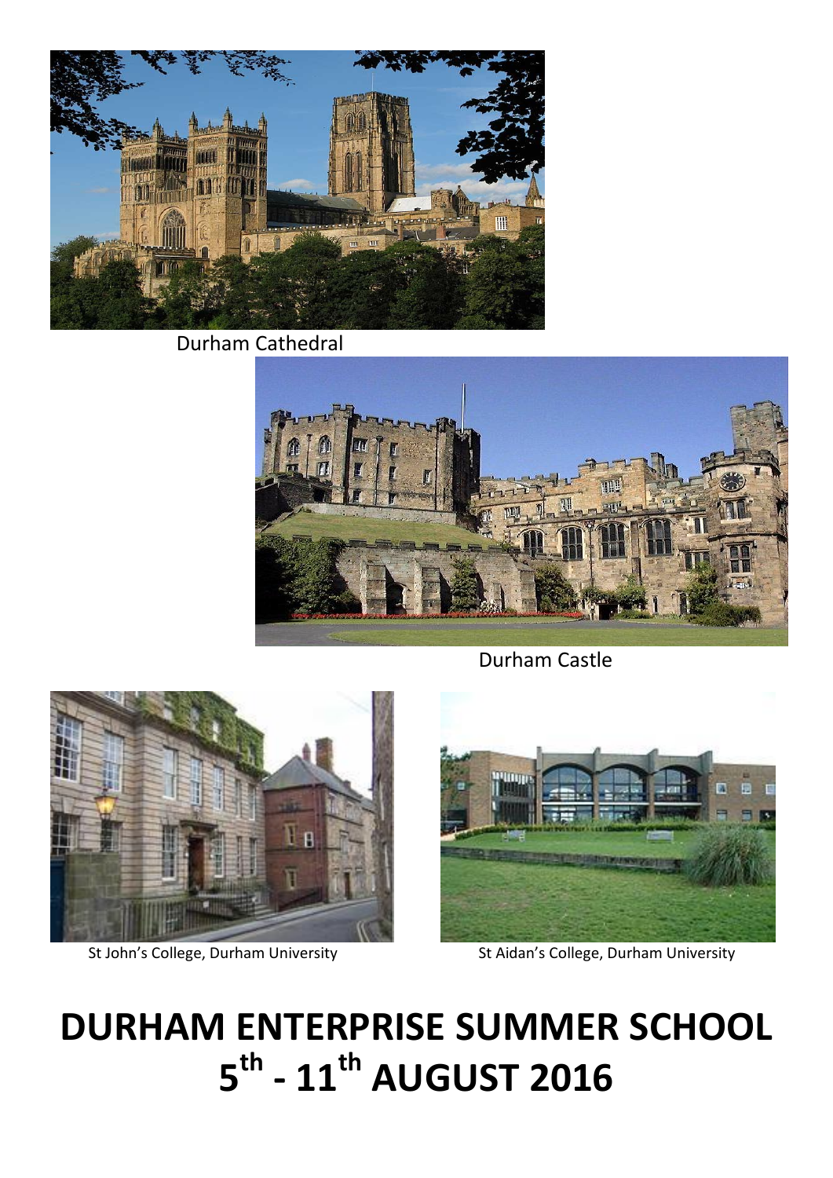Durham Cathedral

Durham Castle

St John's College, Durham University

St Aidan's College, Durham University

# DURHAM ENTERPRISE SUMMER SCHOOL
# 5th - 11th AUGUST 2016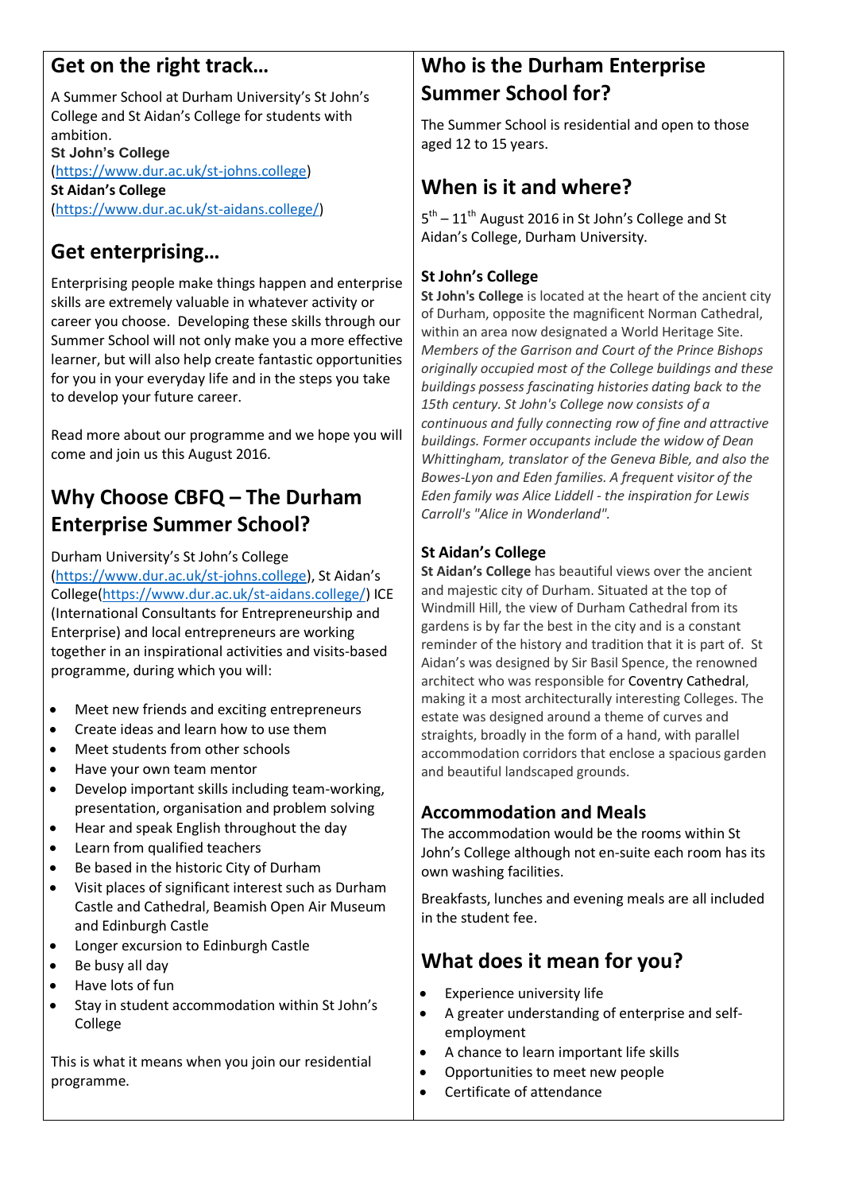## Get on the right track…

A Summer School at Durham University's St John's College and St Aidan's College for students with ambition.

**St John's College**
(https://www.dur.ac.uk/st-johns.college)
**St Aidan's College**
(https://www.dur.ac.uk/st-aidans.college/)

## Get enterprising…

Enterprising people make things happen and enterprise skills are extremely valuable in whatever activity or career you choose. Developing these skills through our Summer School will not only make you a more effective learner, but will also help create fantastic opportunities for you in your everyday life and in the steps you take to develop your future career.

Read more about our programme and we hope you will come and join us this August 2016.

## Why Choose CBFQ – The Durham Enterprise Summer School?

Durham University's St John's College (https://www.dur.ac.uk/st-johns.college), St Aidan's College(https://www.dur.ac.uk/st-aidans.college/) ICE (International Consultants for Entrepreneurship and Enterprise) and local entrepreneurs are working together in an inspirational activities and visits-based programme, during which you will:

- Meet new friends and exciting entrepreneurs
- Create ideas and learn how to use them
- Meet students from other schools
- Have your own team mentor
- Develop important skills including team-working, presentation, organisation and problem solving
- Hear and speak English throughout the day
- Learn from qualified teachers
- Be based in the historic City of Durham
- Visit places of significant interest such as Durham Castle and Cathedral, Beamish Open Air Museum and Edinburgh Castle
- Longer excursion to Edinburgh Castle
- Be busy all day
- Have lots of fun
- Stay in student accommodation within St John's College

This is what it means when you join our residential programme.

## Who is the Durham Enterprise Summer School for?

The Summer School is residential and open to those aged 12 to 15 years.

## When is it and where?

5th – 11th August 2016 in St John's College and St Aidan's College, Durham University.

### St John's College

**St John's College** is located at the heart of the ancient city of Durham, opposite the magnificent Norman Cathedral, within an area now designated a World Heritage Site. *Members of the Garrison and Court of the Prince Bishops originally occupied most of the College buildings and these buildings possess fascinating histories dating back to the 15th century. St John's College now consists of a continuous and fully connecting row of fine and attractive buildings. Former occupants include the widow of Dean Whittingham, translator of the Geneva Bible, and also the Bowes-Lyon and Eden families. A frequent visitor of the Eden family was Alice Liddell - the inspiration for Lewis Carroll's "Alice in Wonderland".*

### St Aidan's College

**St Aidan's College** has beautiful views over the ancient and majestic city of Durham. Situated at the top of Windmill Hill, the view of Durham Cathedral from its gardens is by far the best in the city and is a constant reminder of the history and tradition that it is part of. St Aidan's was designed by Sir Basil Spence, the renowned architect who was responsible for Coventry Cathedral, making it a most architecturally interesting Colleges. The estate was designed around a theme of curves and straights, broadly in the form of a hand, with parallel accommodation corridors that enclose a spacious garden and beautiful landscaped grounds.

### Accommodation and Meals

The accommodation would be the rooms within St John's College although not en-suite each room has its own washing facilities.

Breakfasts, lunches and evening meals are all included in the student fee.

## What does it mean for you?

- Experience university life
- A greater understanding of enterprise and self-employment
- A chance to learn important life skills
- Opportunities to meet new people
- Certificate of attendance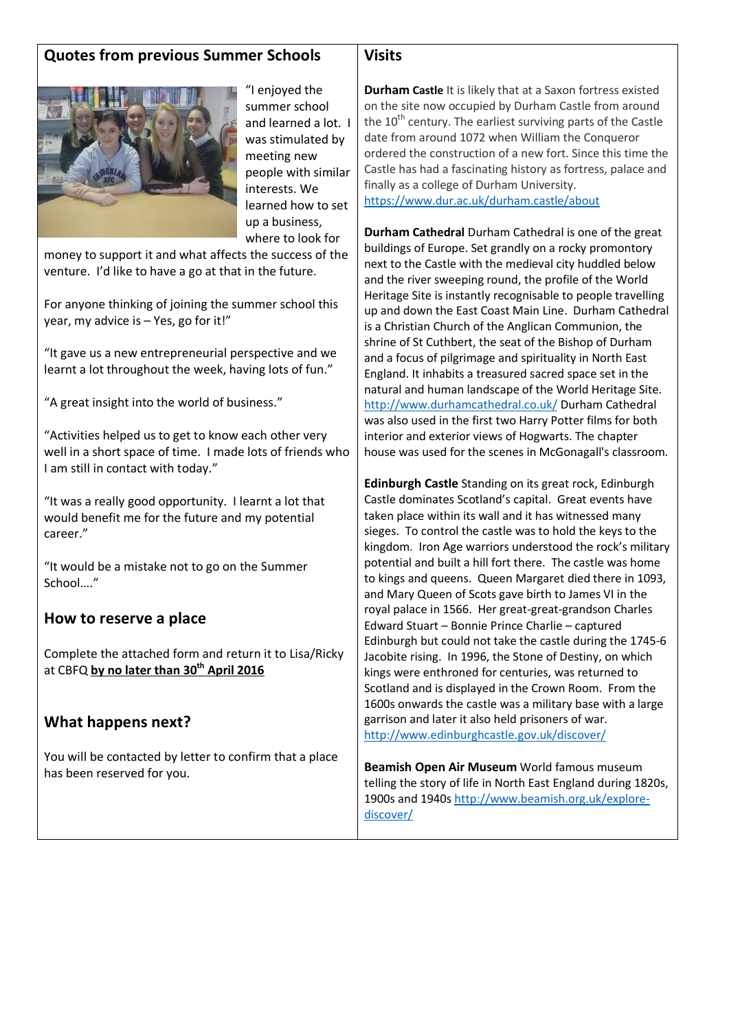## Quotes from previous Summer Schools

"I enjoyed the summer school and learned a lot. I was stimulated by meeting new people with similar interests. We learned how to set up a business, where to look for money to support it and what affects the success of the venture. I'd like to have a go at that in the future.

For anyone thinking of joining the summer school this year, my advice is – Yes, go for it!"

"It gave us a new entrepreneurial perspective and we learnt a lot throughout the week, having lots of fun."

"A great insight into the world of business."

"Activities helped us to get to know each other very well in a short space of time. I made lots of friends who I am still in contact with today."

"It was a really good opportunity. I learnt a lot that would benefit me for the future and my potential career."

"It would be a mistake not to go on the Summer School…."

## How to reserve a place

Complete the attached form and return it to Lisa/Ricky at CBFQ **by no later than 30th April 2016**

## What happens next?

You will be contacted by letter to confirm that a place has been reserved for you.

## Visits

**Durham Castle** It is likely that at a Saxon fortress existed on the site now occupied by Durham Castle from around the 10th century. The earliest surviving parts of the Castle date from around 1072 when William the Conqueror ordered the construction of a new fort. Since this time the Castle has had a fascinating history as fortress, palace and finally as a college of Durham University. https://www.dur.ac.uk/durham.castle/about

**Durham Cathedral** Durham Cathedral is one of the great buildings of Europe. Set grandly on a rocky promontory next to the Castle with the medieval city huddled below and the river sweeping round, the profile of the World Heritage Site is instantly recognisable to people travelling up and down the East Coast Main Line. Durham Cathedral is a Christian Church of the Anglican Communion, the shrine of St Cuthbert, the seat of the Bishop of Durham and a focus of pilgrimage and spirituality in North East England. It inhabits a treasured sacred space set in the natural and human landscape of the World Heritage Site. http://www.durhamcathedral.co.uk/ Durham Cathedral was also used in the first two Harry Potter films for both interior and exterior views of Hogwarts. The chapter house was used for the scenes in McGonagall's classroom.

**Edinburgh Castle** Standing on its great rock, Edinburgh Castle dominates Scotland's capital. Great events have taken place within its wall and it has witnessed many sieges. To control the castle was to hold the keys to the kingdom. Iron Age warriors understood the rock's military potential and built a hill fort there. The castle was home to kings and queens. Queen Margaret died there in 1093, and Mary Queen of Scots gave birth to James VI in the royal palace in 1566. Her great-great-grandson Charles Edward Stuart – Bonnie Prince Charlie – captured Edinburgh but could not take the castle during the 1745-6 Jacobite rising. In 1996, the Stone of Destiny, on which kings were enthroned for centuries, was returned to Scotland and is displayed in the Crown Room. From the 1600s onwards the castle was a military base with a large garrison and later it also held prisoners of war. http://www.edinburghcastle.gov.uk/discover/

**Beamish Open Air Museum** World famous museum telling the story of life in North East England during 1820s, 1900s and 1940s http://www.beamish.org.uk/explore-discover/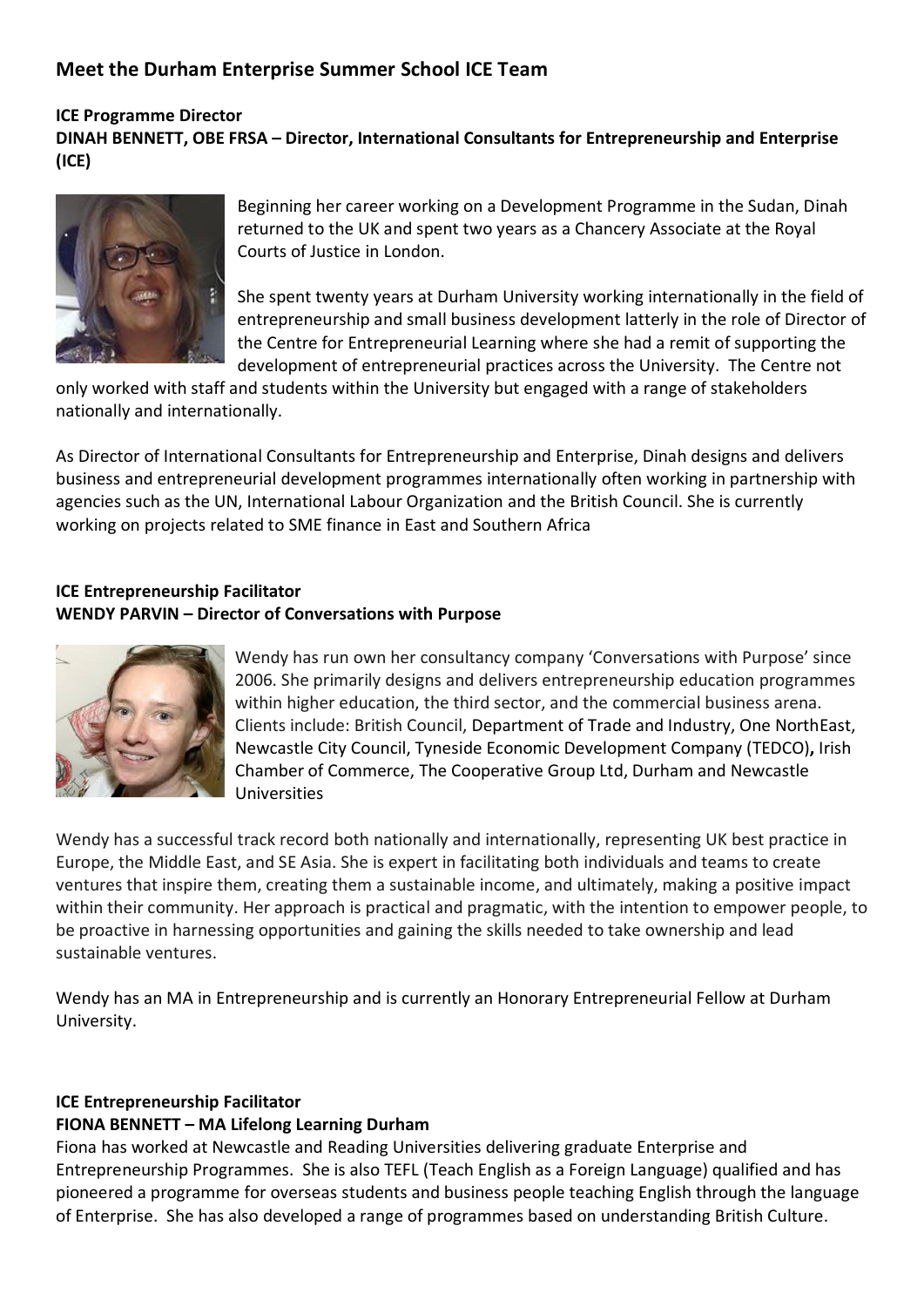## Meet the Durham Enterprise Summer School ICE Team

**ICE Programme Director**
**DINAH BENNETT, OBE FRSA – Director, International Consultants for Entrepreneurship and Enterprise (ICE)**

Beginning her career working on a Development Programme in the Sudan, Dinah returned to the UK and spent two years as a Chancery Associate at the Royal Courts of Justice in London.

She spent twenty years at Durham University working internationally in the field of entrepreneurship and small business development latterly in the role of Director of the Centre for Entrepreneurial Learning where she had a remit of supporting the development of entrepreneurial practices across the University. The Centre not only worked with staff and students within the University but engaged with a range of stakeholders nationally and internationally.

As Director of International Consultants for Entrepreneurship and Enterprise, Dinah designs and delivers business and entrepreneurial development programmes internationally often working in partnership with agencies such as the UN, International Labour Organization and the British Council. She is currently working on projects related to SME finance in East and Southern Africa

**ICE Entrepreneurship Facilitator**
**WENDY PARVIN – Director of Conversations with Purpose**

Wendy has run own her consultancy company 'Conversations with Purpose' since 2006. She primarily designs and delivers entrepreneurship education programmes within higher education, the third sector, and the commercial business arena. Clients include: British Council, Department of Trade and Industry, One NorthEast, Newcastle City Council, Tyneside Economic Development Company (TEDCO)**,** Irish Chamber of Commerce, The Cooperative Group Ltd, Durham and Newcastle Universities

Wendy has a successful track record both nationally and internationally, representing UK best practice in Europe, the Middle East, and SE Asia. She is expert in facilitating both individuals and teams to create ventures that inspire them, creating them a sustainable income, and ultimately, making a positive impact within their community. Her approach is practical and pragmatic, with the intention to empower people, to be proactive in harnessing opportunities and gaining the skills needed to take ownership and lead sustainable ventures.

Wendy has an MA in Entrepreneurship and is currently an Honorary Entrepreneurial Fellow at Durham University.

**ICE Entrepreneurship Facilitator**
**FIONA BENNETT – MA Lifelong Learning Durham**
Fiona has worked at Newcastle and Reading Universities delivering graduate Enterprise and Entrepreneurship Programmes. She is also TEFL (Teach English as a Foreign Language) qualified and has pioneered a programme for overseas students and business people teaching English through the language of Enterprise. She has also developed a range of programmes based on understanding British Culture.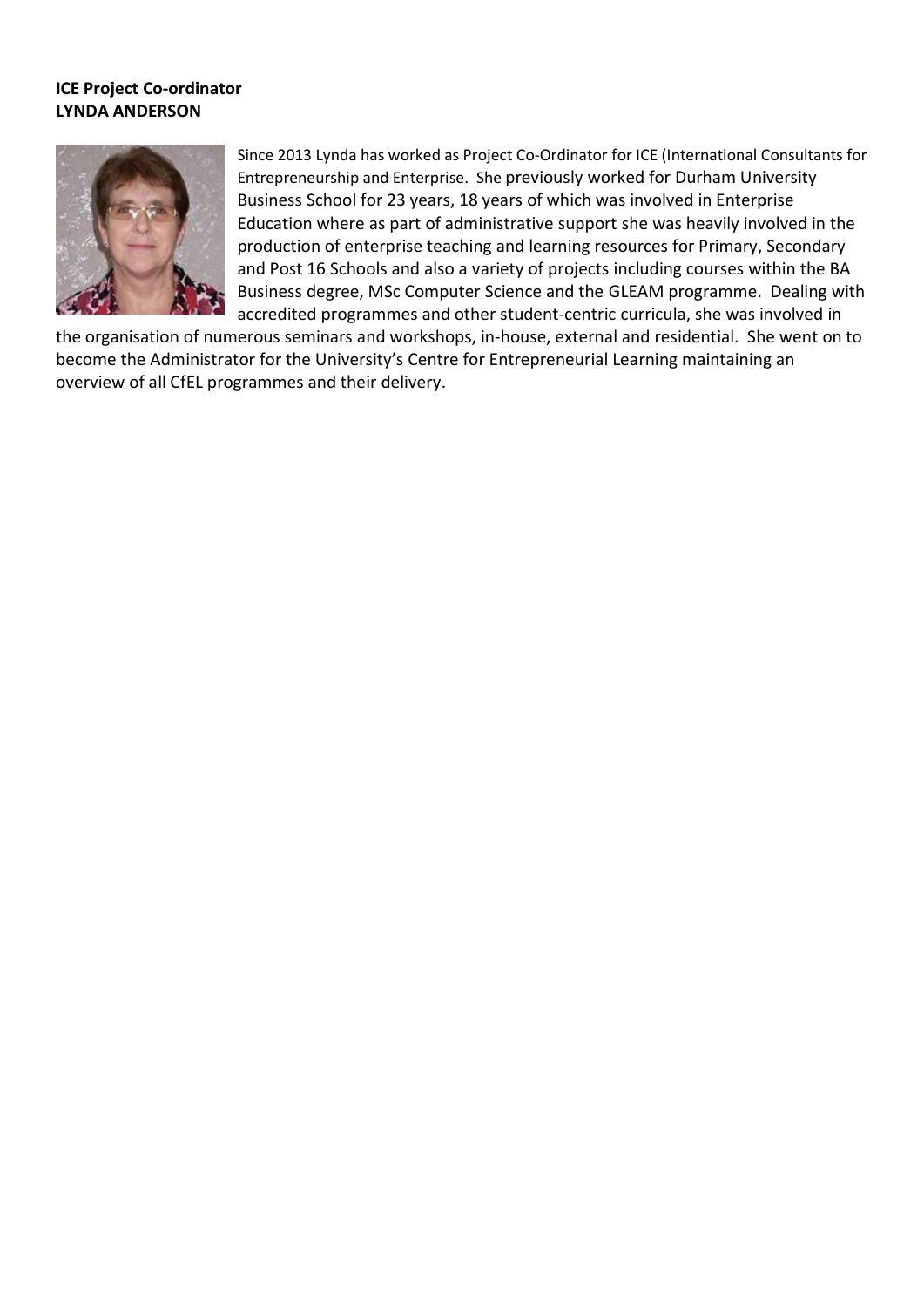**ICE Project Co-ordinator**
**LYNDA ANDERSON**

Since 2013 Lynda has worked as Project Co-Ordinator for ICE (International Consultants for Entrepreneurship and Enterprise. She previously worked for Durham University Business School for 23 years, 18 years of which was involved in Enterprise Education where as part of administrative support she was heavily involved in the production of enterprise teaching and learning resources for Primary, Secondary and Post 16 Schools and also a variety of projects including courses within the BA Business degree, MSc Computer Science and the GLEAM programme. Dealing with accredited programmes and other student-centric curricula, she was involved in the organisation of numerous seminars and workshops, in-house, external and residential. She went on to become the Administrator for the University's Centre for Entrepreneurial Learning maintaining an overview of all CfEL programmes and their delivery.